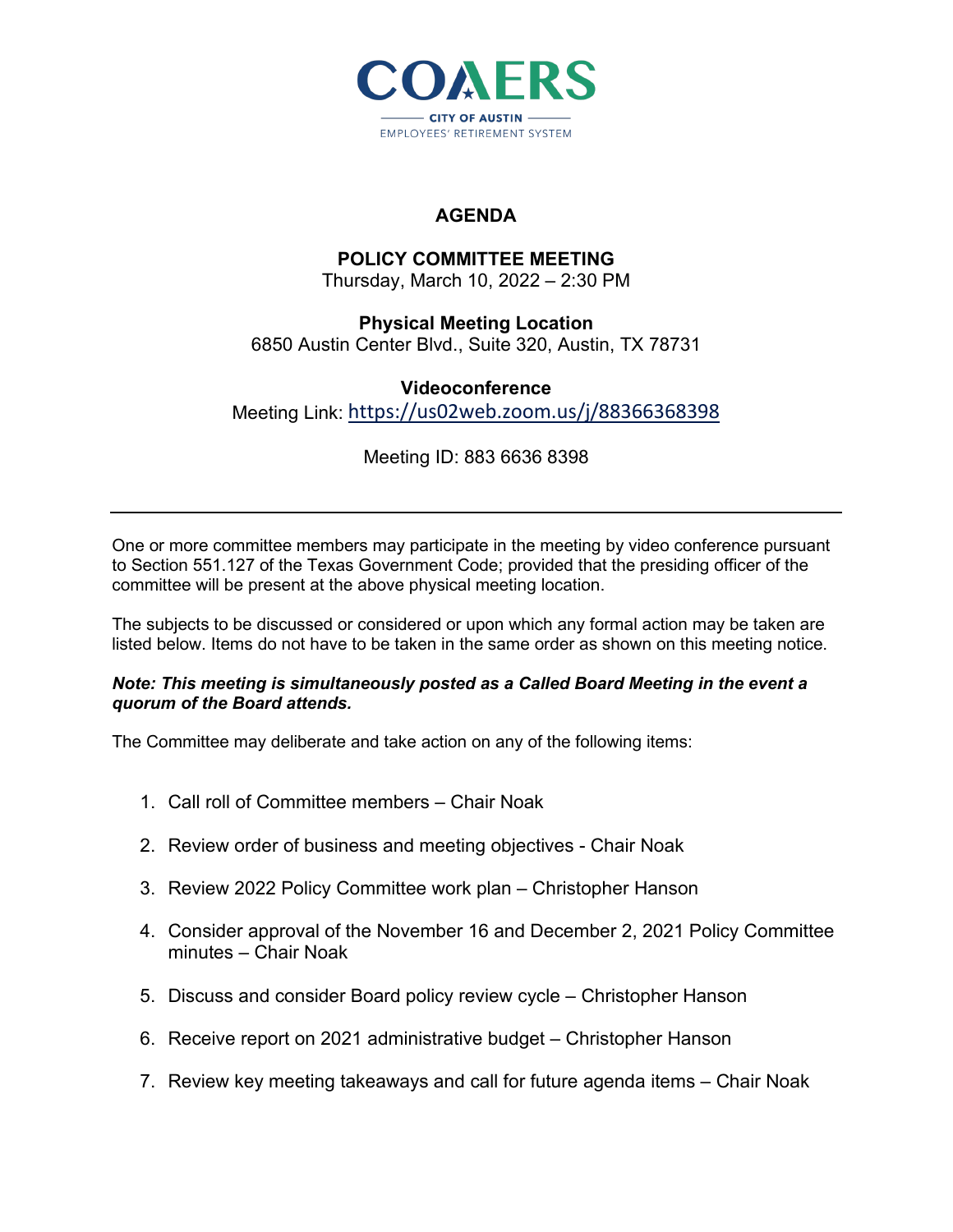COAERS

CITY OF AUSTIN

EMPLOYEES' RETIREMENT SYSTEM

# AGENDA

## POLICY COMMITTEE MEETING

Thursday, March 10, 2022 – 2:30 PM

**Physical Meeting Location**

6850 Austin Center Blvd., Suite 320, Austin, TX 78731

**Videoconference**

Meeting Link: https://us02web.zoom.us/j/88366368398

Meeting ID: 883 6636 8398

---

One or more committee members may participate in the meeting by video conference pursuant to Section 551.127 of the Texas Government Code; provided that the presiding officer of the committee will be present at the above physical meeting location.

The subjects to be discussed or considered or upon which any formal action may be taken are listed below. Items do not have to be taken in the same order as shown on this meeting notice.

***Note: This meeting is simultaneously posted as a Called Board Meeting in the event a quorum of the Board attends.***

The Committee may deliberate and take action on any of the following items:

1. Call roll of Committee members – Chair Noak
2. Review order of business and meeting objectives - Chair Noak
3. Review 2022 Policy Committee work plan – Christopher Hanson
4. Consider approval of the November 16 and December 2, 2021 Policy Committee minutes – Chair Noak
5. Discuss and consider Board policy review cycle – Christopher Hanson
6. Receive report on 2021 administrative budget – Christopher Hanson
7. Review key meeting takeaways and call for future agenda items – Chair Noak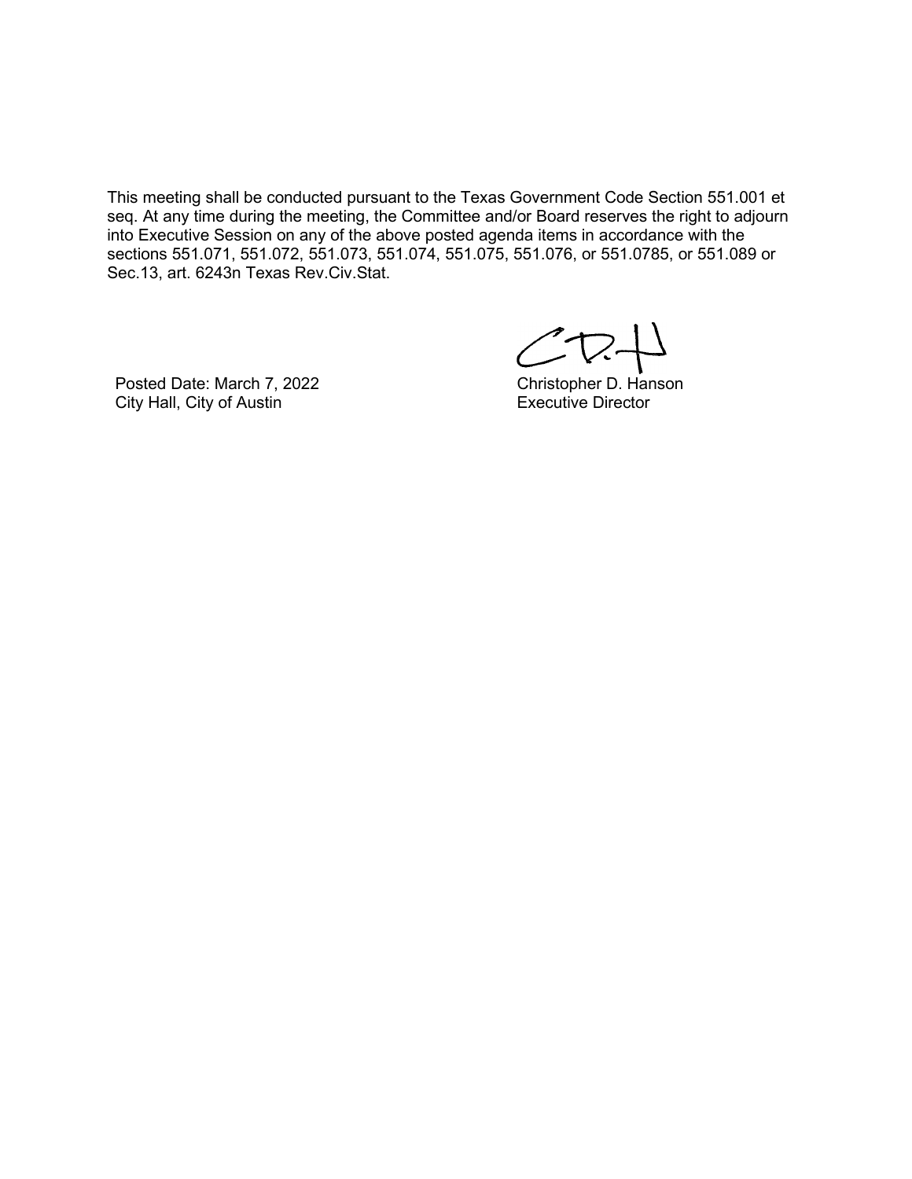This meeting shall be conducted pursuant to the Texas Government Code Section 551.001 et seq. At any time during the meeting, the Committee and/or Board reserves the right to adjourn into Executive Session on any of the above posted agenda items in accordance with the sections 551.071, 551.072, 551.073, 551.074, 551.075, 551.076, or 551.0785, or 551.089 or Sec.13, art. 6243n Texas Rev.Civ.Stat.

Posted Date: March 7, 2022
City Hall, City of Austin

Christopher D. Hanson
Executive Director